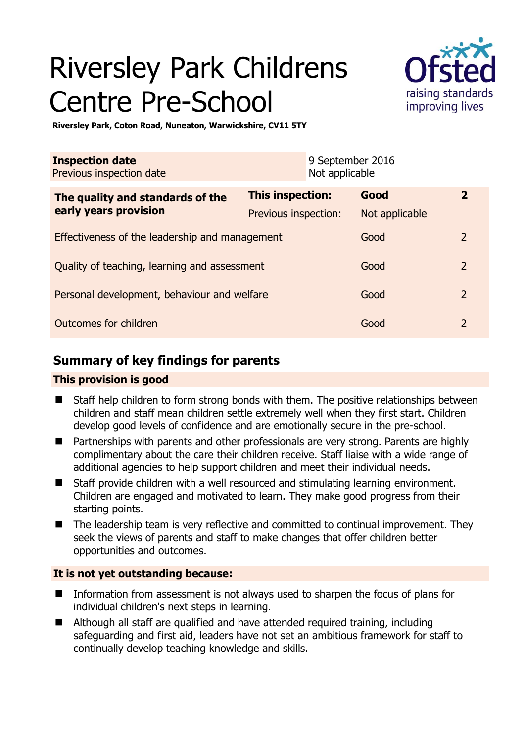# Riversley Park Childrens Centre Pre-School

**Riversley Park, Coton Road, Nuneaton, Warwickshire, CV11 5TY**

| **Inspection date** | 9 September 2016 |
|---|---|
| Previous inspection date | Not applicable |

| **The quality and standards of the early years provision** | **This inspection:** | **Good** | **2** |
|---|---|---|---|
| | Previous inspection: | Not applicable | |
| Effectiveness of the leadership and management | | Good | 2 |
| Quality of teaching, learning and assessment | | Good | 2 |
| Personal development, behaviour and welfare | | Good | 2 |
| Outcomes for children | | Good | 2 |

## Summary of key findings for parents

### This provision is good

- Staff help children to form strong bonds with them. The positive relationships between children and staff mean children settle extremely well when they first start. Children develop good levels of confidence and are emotionally secure in the pre-school.
- Partnerships with parents and other professionals are very strong. Parents are highly complimentary about the care their children receive. Staff liaise with a wide range of additional agencies to help support children and meet their individual needs.
- Staff provide children with a well resourced and stimulating learning environment. Children are engaged and motivated to learn. They make good progress from their starting points.
- The leadership team is very reflective and committed to continual improvement. They seek the views of parents and staff to make changes that offer children better opportunities and outcomes.

### It is not yet outstanding because:

- Information from assessment is not always used to sharpen the focus of plans for individual children's next steps in learning.
- Although all staff are qualified and have attended required training, including safeguarding and first aid, leaders have not set an ambitious framework for staff to continually develop teaching knowledge and skills.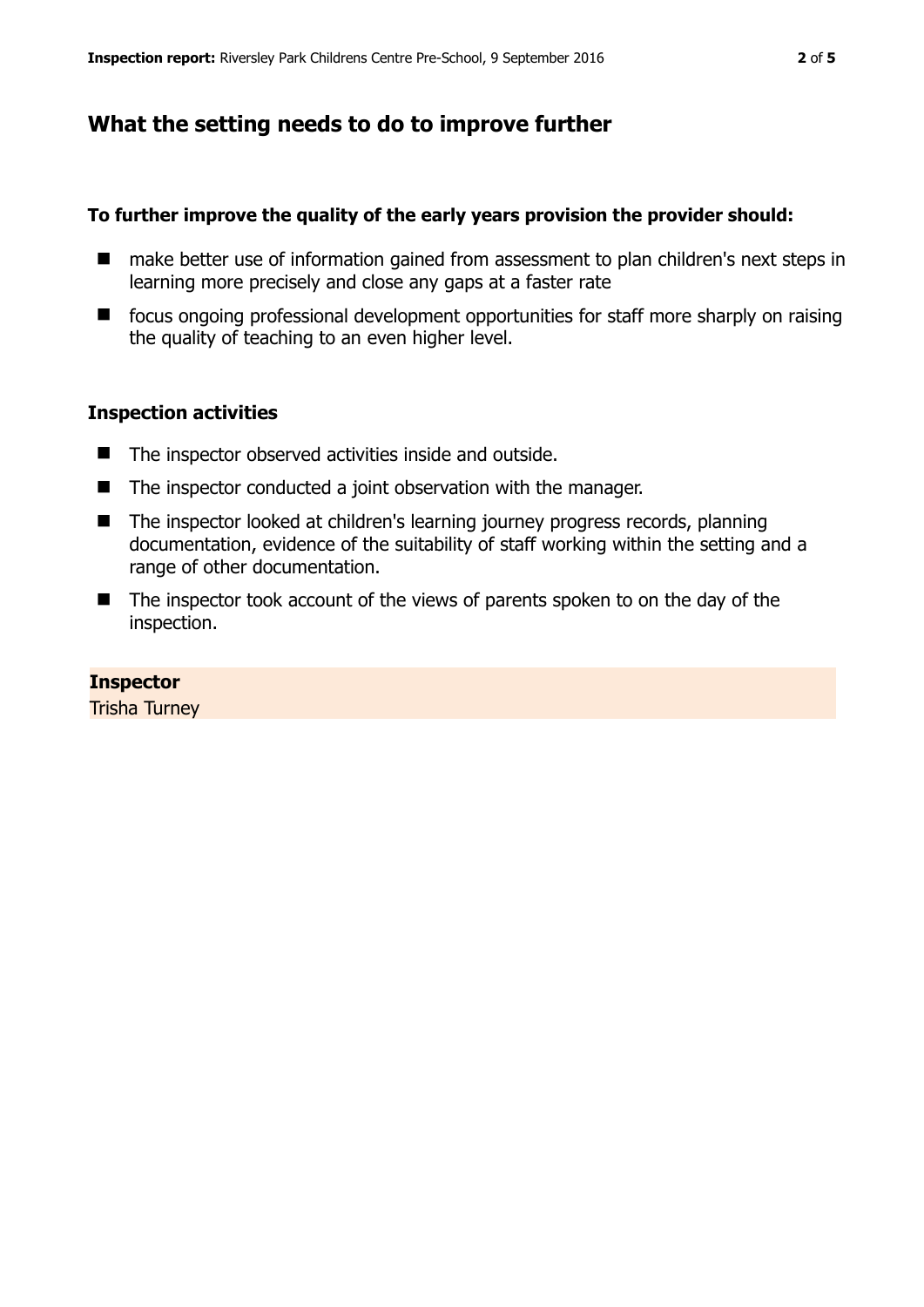## What the setting needs to do to improve further

**To further improve the quality of the early years provision the provider should:**

- make better use of information gained from assessment to plan children's next steps in learning more precisely and close any gaps at a faster rate
- focus ongoing professional development opportunities for staff more sharply on raising the quality of teaching to an even higher level.

### Inspection activities

- The inspector observed activities inside and outside.
- The inspector conducted a joint observation with the manager.
- The inspector looked at children's learning journey progress records, planning documentation, evidence of the suitability of staff working within the setting and a range of other documentation.
- The inspector took account of the views of parents spoken to on the day of the inspection.

**Inspector**
Trisha Turney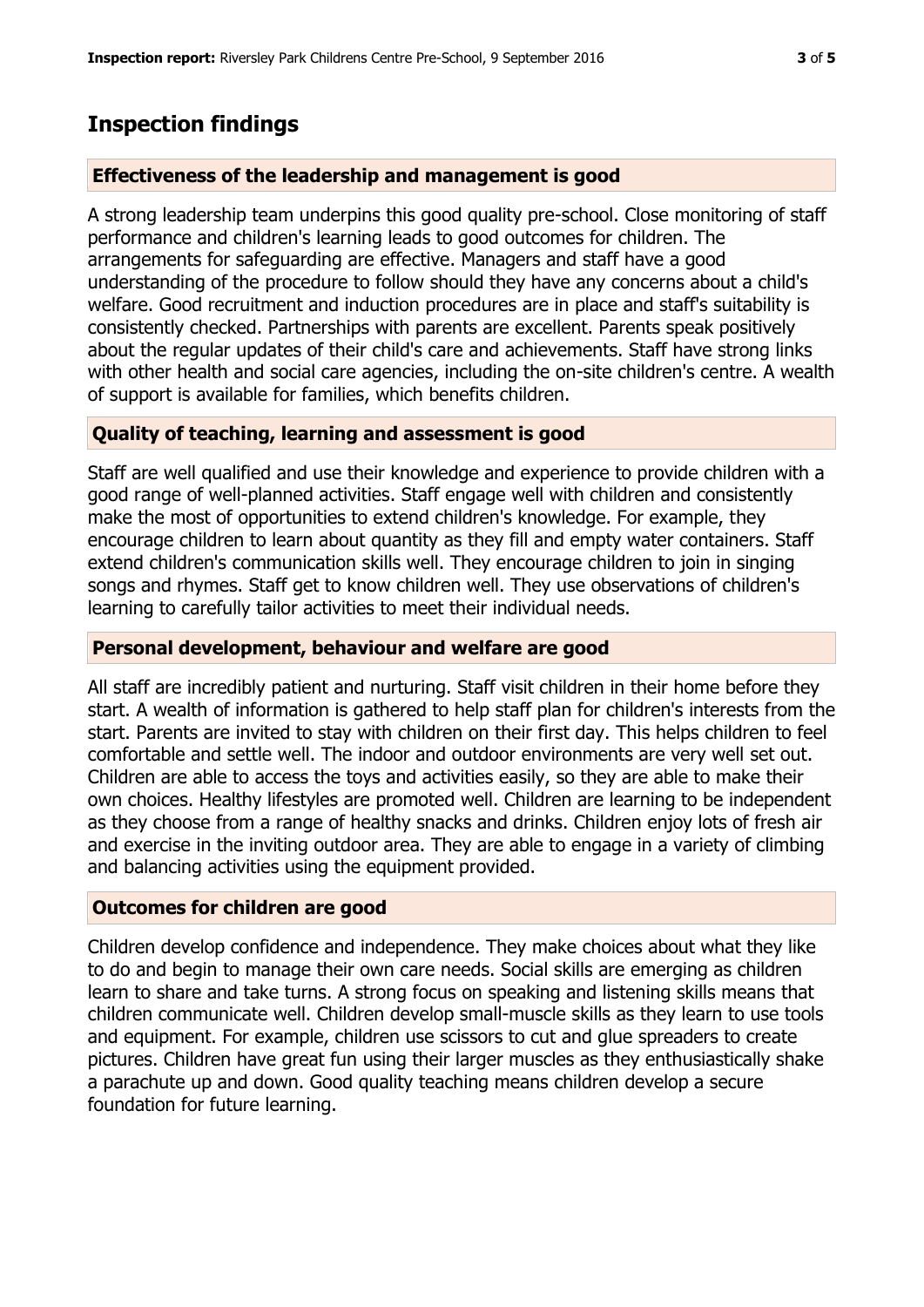# Inspection findings

## Effectiveness of the leadership and management is good

A strong leadership team underpins this good quality pre-school. Close monitoring of staff performance and children's learning leads to good outcomes for children. The arrangements for safeguarding are effective. Managers and staff have a good understanding of the procedure to follow should they have any concerns about a child's welfare. Good recruitment and induction procedures are in place and staff's suitability is consistently checked. Partnerships with parents are excellent. Parents speak positively about the regular updates of their child's care and achievements. Staff have strong links with other health and social care agencies, including the on-site children's centre. A wealth of support is available for families, which benefits children.

## Quality of teaching, learning and assessment is good

Staff are well qualified and use their knowledge and experience to provide children with a good range of well-planned activities. Staff engage well with children and consistently make the most of opportunities to extend children's knowledge. For example, they encourage children to learn about quantity as they fill and empty water containers. Staff extend children's communication skills well. They encourage children to join in singing songs and rhymes. Staff get to know children well. They use observations of children's learning to carefully tailor activities to meet their individual needs.

## Personal development, behaviour and welfare are good

All staff are incredibly patient and nurturing. Staff visit children in their home before they start. A wealth of information is gathered to help staff plan for children's interests from the start. Parents are invited to stay with children on their first day. This helps children to feel comfortable and settle well. The indoor and outdoor environments are very well set out. Children are able to access the toys and activities easily, so they are able to make their own choices. Healthy lifestyles are promoted well. Children are learning to be independent as they choose from a range of healthy snacks and drinks. Children enjoy lots of fresh air and exercise in the inviting outdoor area. They are able to engage in a variety of climbing and balancing activities using the equipment provided.

## Outcomes for children are good

Children develop confidence and independence. They make choices about what they like to do and begin to manage their own care needs. Social skills are emerging as children learn to share and take turns. A strong focus on speaking and listening skills means that children communicate well. Children develop small-muscle skills as they learn to use tools and equipment. For example, children use scissors to cut and glue spreaders to create pictures. Children have great fun using their larger muscles as they enthusiastically shake a parachute up and down. Good quality teaching means children develop a secure foundation for future learning.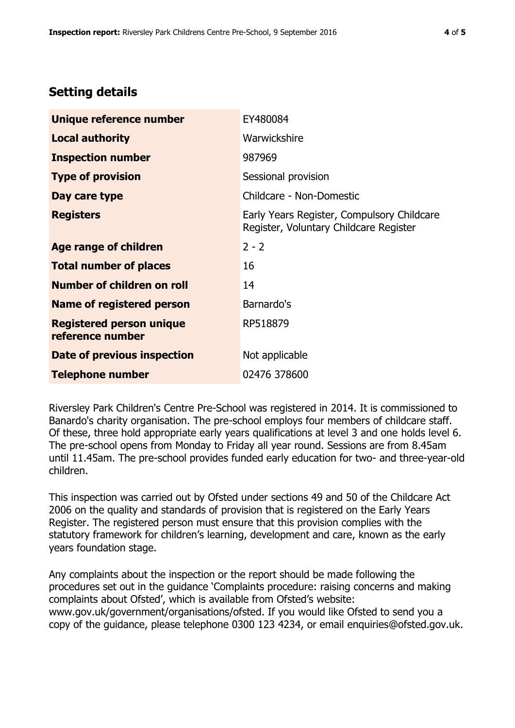## Setting details

| | |
|---|---|
| **Unique reference number** | EY480084 |
| **Local authority** | Warwickshire |
| **Inspection number** | 987969 |
| **Type of provision** | Sessional provision |
| **Day care type** | Childcare - Non-Domestic |
| **Registers** | Early Years Register, Compulsory Childcare Register, Voluntary Childcare Register |
| **Age range of children** | 2 - 2 |
| **Total number of places** | 16 |
| **Number of children on roll** | 14 |
| **Name of registered person** | Barnardo's |
| **Registered person unique reference number** | RP518879 |
| **Date of previous inspection** | Not applicable |
| **Telephone number** | 02476 378600 |

Riversley Park Children's Centre Pre-School was registered in 2014. It is commissioned to Banardo's charity organisation. The pre-school employs four members of childcare staff. Of these, three hold appropriate early years qualifications at level 3 and one holds level 6. The pre-school opens from Monday to Friday all year round. Sessions are from 8.45am until 11.45am. The pre-school provides funded early education for two- and three-year-old children.

This inspection was carried out by Ofsted under sections 49 and 50 of the Childcare Act 2006 on the quality and standards of provision that is registered on the Early Years Register. The registered person must ensure that this provision complies with the statutory framework for children's learning, development and care, known as the early years foundation stage.

Any complaints about the inspection or the report should be made following the procedures set out in the guidance 'Complaints procedure: raising concerns and making complaints about Ofsted', which is available from Ofsted's website: www.gov.uk/government/organisations/ofsted. If you would like Ofsted to send you a copy of the guidance, please telephone 0300 123 4234, or email enquiries@ofsted.gov.uk.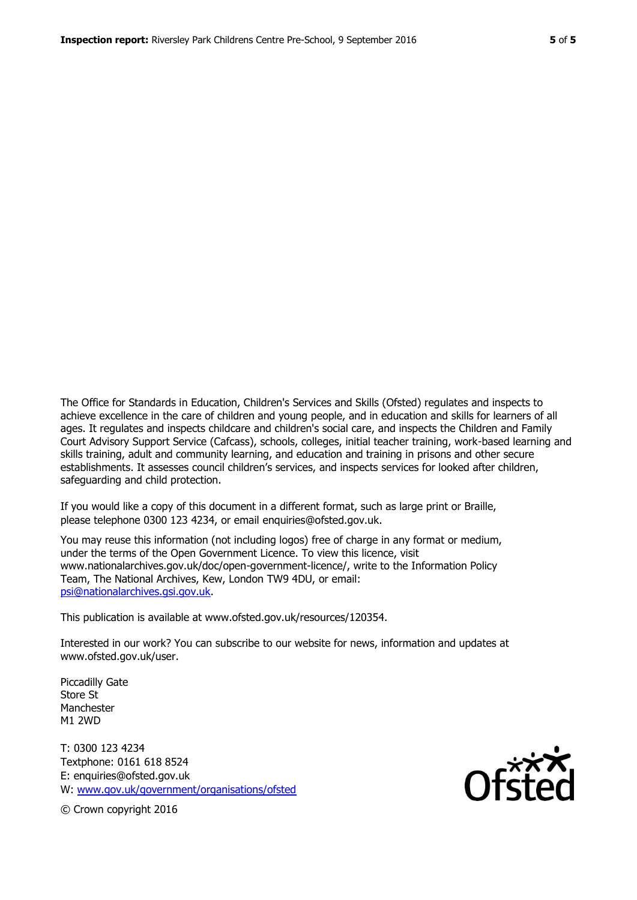The Office for Standards in Education, Children's Services and Skills (Ofsted) regulates and inspects to achieve excellence in the care of children and young people, and in education and skills for learners of all ages. It regulates and inspects childcare and children's social care, and inspects the Children and Family Court Advisory Support Service (Cafcass), schools, colleges, initial teacher training, work-based learning and skills training, adult and community learning, and education and training in prisons and other secure establishments. It assesses council children's services, and inspects services for looked after children, safeguarding and child protection.

If you would like a copy of this document in a different format, such as large print or Braille, please telephone 0300 123 4234, or email enquiries@ofsted.gov.uk.

You may reuse this information (not including logos) free of charge in any format or medium, under the terms of the Open Government Licence. To view this licence, visit www.nationalarchives.gov.uk/doc/open-government-licence/, write to the Information Policy Team, The National Archives, Kew, London TW9 4DU, or email: psi@nationalarchives.gsi.gov.uk.

This publication is available at www.ofsted.gov.uk/resources/120354.

Interested in our work? You can subscribe to our website for news, information and updates at www.ofsted.gov.uk/user.

Piccadilly Gate  
Store St  
Manchester  
M1 2WD

T: 0300 123 4234  
Textphone: 0161 618 8524  
E: enquiries@ofsted.gov.uk  
W: www.gov.uk/government/organisations/ofsted

© Crown copyright 2016